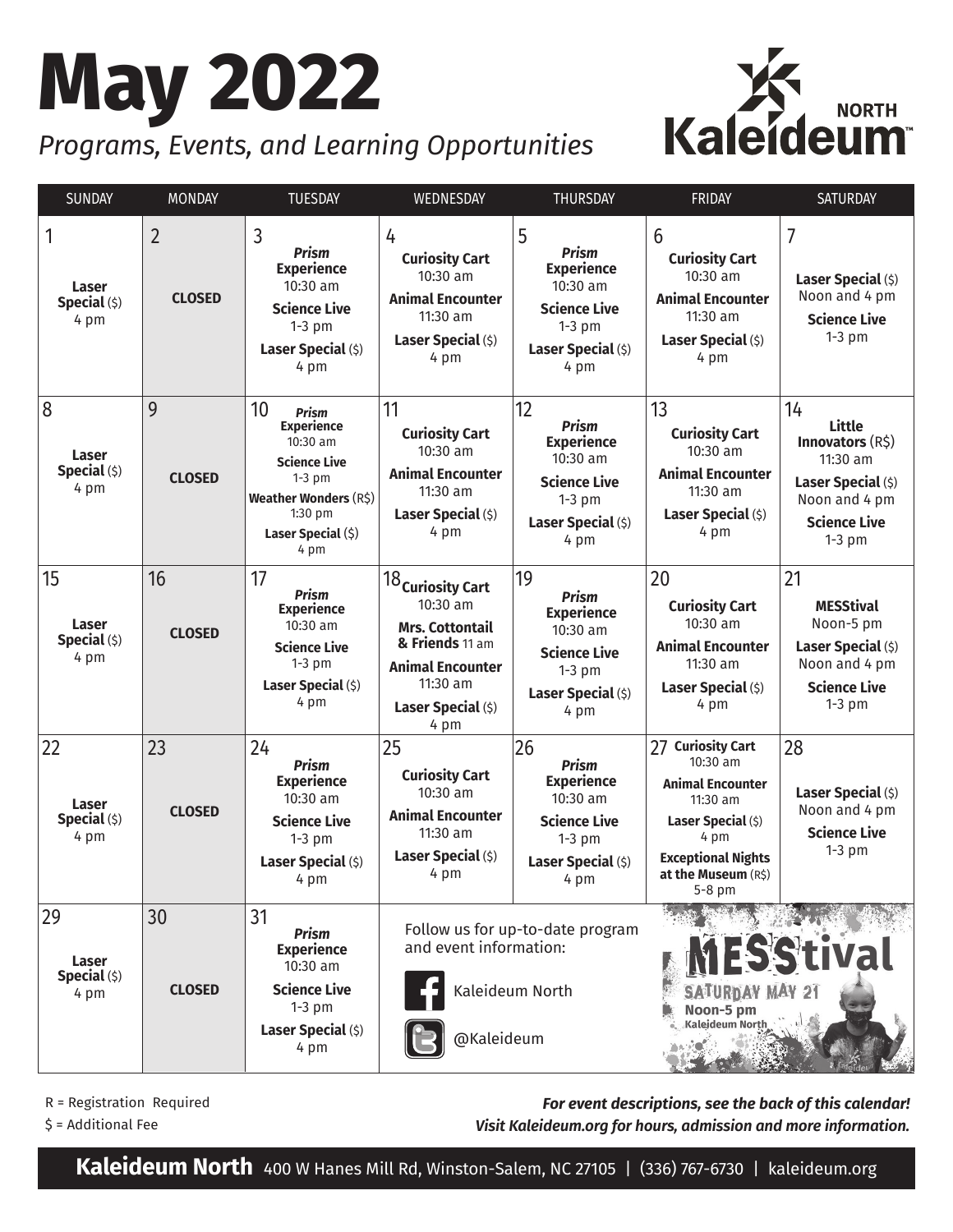# May 2022

*Programs, Events, and Learning Opportunities*

Kaleideum NORTH

| SUNDAY | MONDAY | TUESDAY | WEDNESDAY | THURSDAY | FRIDAY | SATURDAY |
|---|---|---|---|---|---|---|
| 1<br>**Laser Special** ($)<br>4 pm | 2<br>**CLOSED** | 3<br>***Prism* Experience**<br>10:30 am<br>**Science Live**<br>1-3 pm<br>**Laser Special** ($)<br>4 pm | 4<br>**Curiosity Cart**<br>10:30 am<br>**Animal Encounter**<br>11:30 am<br>**Laser Special** ($)<br>4 pm | 5<br>***Prism* Experience**<br>10:30 am<br>**Science Live**<br>1-3 pm<br>**Laser Special** ($)<br>4 pm | 6<br>**Curiosity Cart**<br>10:30 am<br>**Animal Encounter**<br>11:30 am<br>**Laser Special** ($)<br>4 pm | 7<br>**Laser Special** ($)<br>Noon and 4 pm<br>**Science Live**<br>1-3 pm |
| 8<br>**Laser Special** ($)<br>4 pm | 9<br>**CLOSED** | 10<br>***Prism* Experience**<br>10:30 am<br>**Science Live**<br>1-3 pm<br>**Weather Wonders** (R$)<br>1:30 pm<br>**Laser Special** ($)<br>4 pm | 11<br>**Curiosity Cart**<br>10:30 am<br>**Animal Encounter**<br>11:30 am<br>**Laser Special** ($)<br>4 pm | 12<br>***Prism* Experience**<br>10:30 am<br>**Science Live**<br>1-3 pm<br>**Laser Special** ($)<br>4 pm | 13<br>**Curiosity Cart**<br>10:30 am<br>**Animal Encounter**<br>11:30 am<br>**Laser Special** ($)<br>4 pm | 14<br>**Little Innovators** (R$)<br>11:30 am<br>**Laser Special** ($)<br>Noon and 4 pm<br>**Science Live**<br>1-3 pm |
| 15<br>**Laser Special** ($)<br>4 pm | 16<br>**CLOSED** | 17<br>***Prism* Experience**<br>10:30 am<br>**Science Live**<br>1-3 pm<br>**Laser Special** ($)<br>4 pm | 18<br>**Curiosity Cart**<br>10:30 am<br>**Mrs. Cottontail & Friends** 11 am<br>**Animal Encounter**<br>11:30 am<br>**Laser Special** ($)<br>4 pm | 19<br>***Prism* Experience**<br>10:30 am<br>**Science Live**<br>1-3 pm<br>**Laser Special** ($)<br>4 pm | 20<br>**Curiosity Cart**<br>10:30 am<br>**Animal Encounter**<br>11:30 am<br>**Laser Special** ($)<br>4 pm | 21<br>**MESStival**<br>Noon-5 pm<br>**Laser Special** ($)<br>Noon and 4 pm<br>**Science Live**<br>1-3 pm |
| 22<br>**Laser Special** ($)<br>4 pm | 23<br>**CLOSED** | 24<br>***Prism* Experience**<br>10:30 am<br>**Science Live**<br>1-3 pm<br>**Laser Special** ($)<br>4 pm | 25<br>**Curiosity Cart**<br>10:30 am<br>**Animal Encounter**<br>11:30 am<br>**Laser Special** ($)<br>4 pm | 26<br>***Prism* Experience**<br>10:30 am<br>**Science Live**<br>1-3 pm<br>**Laser Special** ($)<br>4 pm | 27<br>**Curiosity Cart**<br>10:30 am<br>**Animal Encounter**<br>11:30 am<br>**Laser Special** ($)<br>4 pm<br>**Exceptional Nights at the Museum** (R$)<br>5-8 pm | 28<br>**Laser Special** ($)<br>Noon and 4 pm<br>**Science Live**<br>1-3 pm |
| 29<br>**Laser Special** ($)<br>4 pm | 30<br>**CLOSED** | 31<br>***Prism* Experience**<br>10:30 am<br>**Science Live**<br>1-3 pm<br>**Laser Special** ($)<br>4 pm | Follow us for up-to-date program and event information:<br>Kaleideum North<br>@Kaleideum | | **MESStival**<br>SATURDAY MAY 21<br>Noon-5 pm<br>Kaleideum North | |

R = Registration Required

$ = Additional Fee

***For event descriptions, see the back of this calendar!***

***Visit Kaleideum.org for hours, admission and more information.***

**Kaleideum North** 400 W Hanes Mill Rd, Winston-Salem, NC 27105 | (336) 767-6730 | kaleideum.org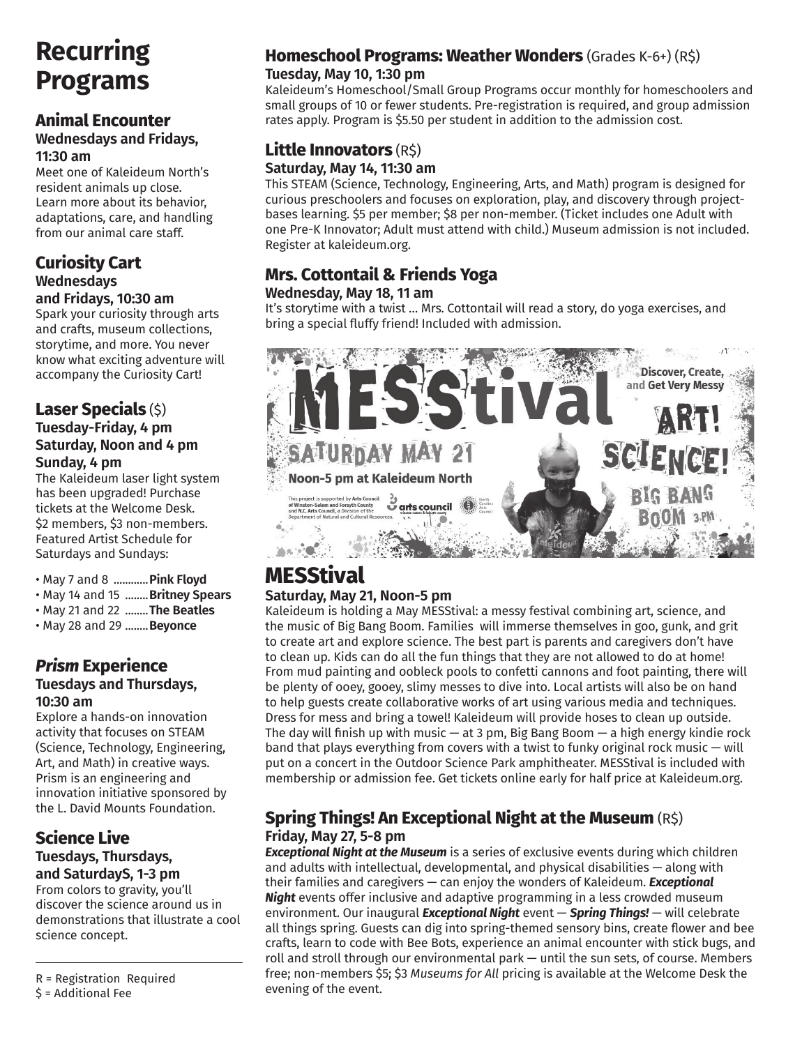# Recurring Programs

## Animal Encounter

**Wednesdays and Fridays, 11:30 am**

Meet one of Kaleideum North's resident animals up close. Learn more about its behavior, adaptations, care, and handling from our animal care staff.

## Curiosity Cart

**Wednesdays and Fridays, 10:30 am**

Spark your curiosity through arts and crafts, museum collections, storytime, and more. You never know what exciting adventure will accompany the Curiosity Cart!

## Laser Specials ($)

**Tuesday-Friday, 4 pm**
**Saturday, Noon and 4 pm**
**Sunday, 4 pm**

The Kaleideum laser light system has been upgraded! Purchase tickets at the Welcome Desk. $2 members, $3 non-members. Featured Artist Schedule for Saturdays and Sundays:

- May 7 and 8 ............**Pink Floyd**
- May 14 and 15 ........**Britney Spears**
- May 21 and 22 ........**The Beatles**
- May 28 and 29 ........**Beyonce**

## *Prism* Experience

**Tuesdays and Thursdays, 10:30 am**

Explore a hands-on innovation activity that focuses on STEAM (Science, Technology, Engineering, Art, and Math) in creative ways. Prism is an engineering and innovation initiative sponsored by the L. David Mounts Foundation.

## Science Live

**Tuesdays, Thursdays, and SaturdayS, 1-3 pm**

From colors to gravity, you'll discover the science around us in demonstrations that illustrate a cool science concept.

---

R = Registration Required
$ = Additional Fee

## Homeschool Programs: Weather Wonders (Grades K-6+) (R$)

**Tuesday, May 10, 1:30 pm**

Kaleideum's Homeschool/Small Group Programs occur monthly for homeschoolers and small groups of 10 or fewer students. Pre-registration is required, and group admission rates apply. Program is $5.50 per student in addition to the admission cost.

## Little Innovators (R$)

**Saturday, May 14, 11:30 am**

This STEAM (Science, Technology, Engineering, Arts, and Math) program is designed for curious preschoolers and focuses on exploration, play, and discovery through project-bases learning. $5 per member; $8 per non-member. (Ticket includes one Adult with one Pre-K Innovator; Adult must attend with child.) Museum admission is not included. Register at kaleideum.org.

## Mrs. Cottontail & Friends Yoga

**Wednesday, May 18, 11 am**

It's storytime with a twist ... Mrs. Cottontail will read a story, do yoga exercises, and bring a special fluffy friend! Included with admission.

MESStival
SATURDAY MAY 21
Noon-5 pm at Kaleideum North
Discover, Create, and Get Very Messy
ART!
SCIENCE!
BIG BANG BOOM 3 PM
This project is supported by Arts Council of Winston-Salem and Forsyth County and N.C. Arts Council, a Division of the Department of Natural and Cultural Resources.

## MESStival

**Saturday, May 21, Noon-5 pm**

Kaleideum is holding a May MESStival: a messy festival combining art, science, and the music of Big Bang Boom. Families will immerse themselves in goo, gunk, and grit to create art and explore science. The best part is parents and caregivers don't have to clean up. Kids can do all the fun things that they are not allowed to do at home! From mud painting and oobleck pools to confetti cannons and foot painting, there will be plenty of ooey, gooey, slimy messes to dive into. Local artists will also be on hand to help guests create collaborative works of art using various media and techniques. Dress for mess and bring a towel! Kaleideum will provide hoses to clean up outside. The day will finish up with music — at 3 pm, Big Bang Boom — a high energy kindie rock band that plays everything from covers with a twist to funky original rock music — will put on a concert in the Outdoor Science Park amphitheater. MESStival is included with membership or admission fee. Get tickets online early for half price at Kaleideum.org.

## Spring Things! An Exceptional Night at the Museum (R$)

**Friday, May 27, 5-8 pm**

***Exceptional Night at the Museum*** is a series of exclusive events during which children and adults with intellectual, developmental, and physical disabilities — along with their families and caregivers — can enjoy the wonders of Kaleideum. ***Exceptional Night*** events offer inclusive and adaptive programming in a less crowded museum environment. Our inaugural ***Exceptional Night*** event — ***Spring Things!*** — will celebrate all things spring. Guests can dig into spring-themed sensory bins, create flower and bee crafts, learn to code with Bee Bots, experience an animal encounter with stick bugs, and roll and stroll through our environmental park — until the sun sets, of course. Members free; non-members $5; $3 *Museums for All* pricing is available at the Welcome Desk the evening of the event.